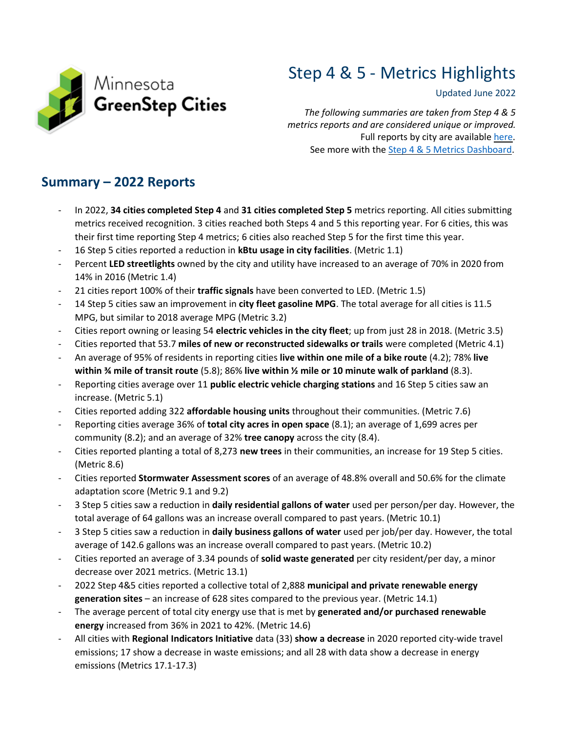Minnesota GreenStep Cities

# Step 4 & 5 - Metrics Highlights

Updated June 2022

*The following summaries are taken from Step 4 & 5 metrics reports and are considered unique or improved.*
Full reports by city are available here.
See more with the Step 4 & 5 Metrics Dashboard.

## Summary – 2022 Reports

- In 2022, **34 cities completed Step 4** and **31 cities completed Step 5** metrics reporting. All cities submitting metrics received recognition. 3 cities reached both Steps 4 and 5 this reporting year. For 6 cities, this was their first time reporting Step 4 metrics; 6 cities also reached Step 5 for the first time this year.
- 16 Step 5 cities reported a reduction in **kBtu usage in city facilities**. (Metric 1.1)
- Percent **LED streetlights** owned by the city and utility have increased to an average of 70% in 2020 from 14% in 2016 (Metric 1.4)
- 21 cities report 100% of their **traffic signals** have been converted to LED. (Metric 1.5)
- 14 Step 5 cities saw an improvement in **city fleet gasoline MPG**. The total average for all cities is 11.5 MPG, but similar to 2018 average MPG (Metric 3.2)
- Cities report owning or leasing 54 **electric vehicles in the city fleet**; up from just 28 in 2018. (Metric 3.5)
- Cities reported that 53.7 **miles of new or reconstructed sidewalks or trails** were completed (Metric 4.1)
- An average of 95% of residents in reporting cities **live within one mile of a bike route** (4.2); 78% **live within ¾ mile of transit route** (5.8); 86% **live within ½ mile or 10 minute walk of parkland** (8.3).
- Reporting cities average over 11 **public electric vehicle charging stations** and 16 Step 5 cities saw an increase. (Metric 5.1)
- Cities reported adding 322 **affordable housing units** throughout their communities. (Metric 7.6)
- Reporting cities average 36% of **total city acres in open space** (8.1); an average of 1,699 acres per community (8.2); and an average of 32% **tree canopy** across the city (8.4).
- Cities reported planting a total of 8,273 **new trees** in their communities, an increase for 19 Step 5 cities. (Metric 8.6)
- Cities reported **Stormwater Assessment scores** of an average of 48.8% overall and 50.6% for the climate adaptation score (Metric 9.1 and 9.2)
- 3 Step 5 cities saw a reduction in **daily residential gallons of water** used per person/per day. However, the total average of 64 gallons was an increase overall compared to past years. (Metric 10.1)
- 3 Step 5 cities saw a reduction in **daily business gallons of water** used per job/per day. However, the total average of 142.6 gallons was an increase overall compared to past years. (Metric 10.2)
- Cities reported an average of 3.34 pounds of **solid waste generated** per city resident/per day, a minor decrease over 2021 metrics. (Metric 13.1)
- 2022 Step 4&5 cities reported a collective total of 2,888 **municipal and private renewable energy generation sites** – an increase of 628 sites compared to the previous year. (Metric 14.1)
- The average percent of total city energy use that is met by **generated and/or purchased renewable energy** increased from 36% in 2021 to 42%. (Metric 14.6)
- All cities with **Regional Indicators Initiative** data (33) **show a decrease** in 2020 reported city-wide travel emissions; 17 show a decrease in waste emissions; and all 28 with data show a decrease in energy emissions (Metrics 17.1-17.3)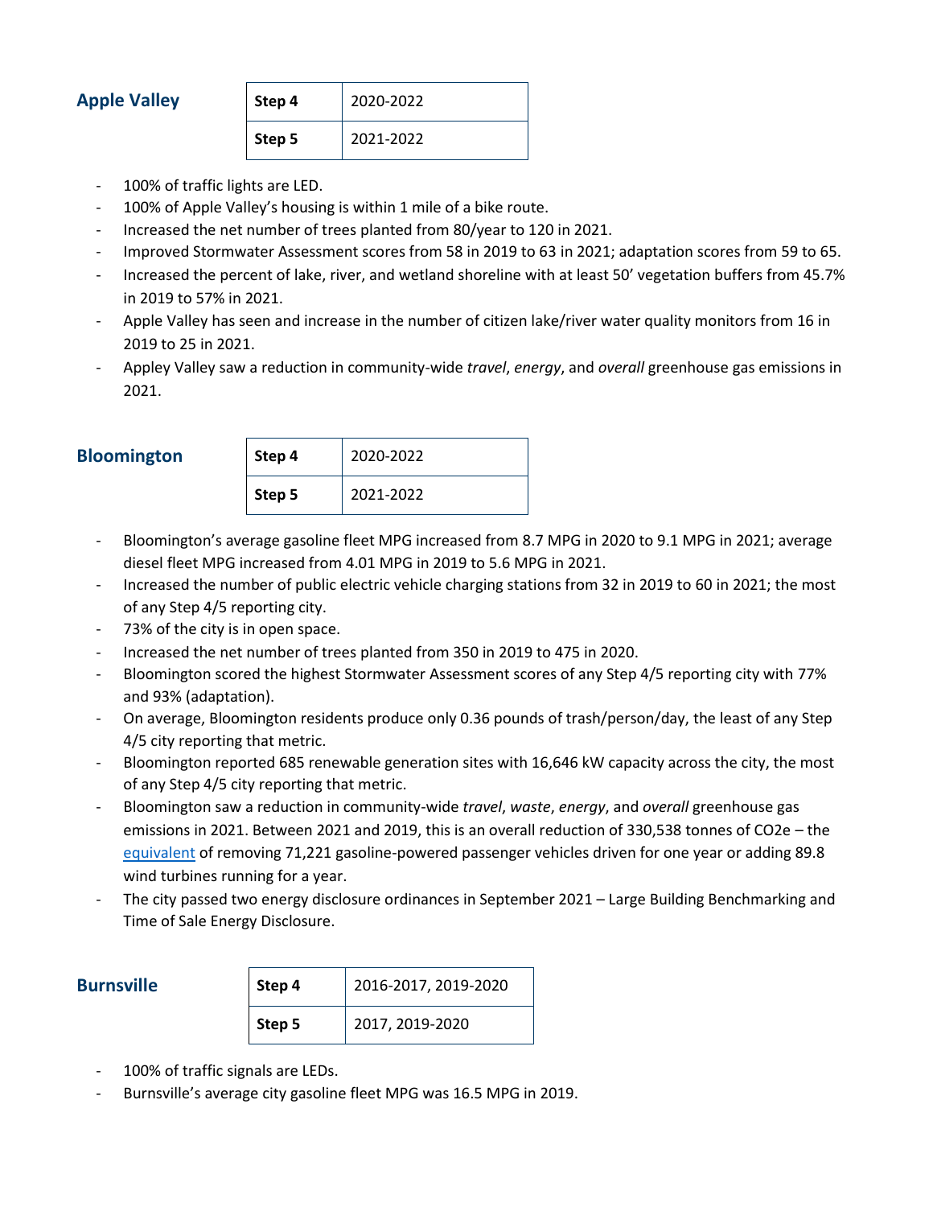### Apple Valley

| Step 4 | 2020-2022 |
|---|---|
| Step 5 | 2021-2022 |

- 100% of traffic lights are LED.
- 100% of Apple Valley's housing is within 1 mile of a bike route.
- Increased the net number of trees planted from 80/year to 120 in 2021.
- Improved Stormwater Assessment scores from 58 in 2019 to 63 in 2021; adaptation scores from 59 to 65.
- Increased the percent of lake, river, and wetland shoreline with at least 50' vegetation buffers from 45.7% in 2019 to 57% in 2021.
- Apple Valley has seen and increase in the number of citizen lake/river water quality monitors from 16 in 2019 to 25 in 2021.
- Appley Valley saw a reduction in community-wide *travel*, *energy*, and *overall* greenhouse gas emissions in 2021.

### Bloomington

| Step 4 | 2020-2022 |
|---|---|
| Step 5 | 2021-2022 |

- Bloomington's average gasoline fleet MPG increased from 8.7 MPG in 2020 to 9.1 MPG in 2021; average diesel fleet MPG increased from 4.01 MPG in 2019 to 5.6 MPG in 2021.
- Increased the number of public electric vehicle charging stations from 32 in 2019 to 60 in 2021; the most of any Step 4/5 reporting city.
- 73% of the city is in open space.
- Increased the net number of trees planted from 350 in 2019 to 475 in 2020.
- Bloomington scored the highest Stormwater Assessment scores of any Step 4/5 reporting city with 77% and 93% (adaptation).
- On average, Bloomington residents produce only 0.36 pounds of trash/person/day, the least of any Step 4/5 city reporting that metric.
- Bloomington reported 685 renewable generation sites with 16,646 kW capacity across the city, the most of any Step 4/5 city reporting that metric.
- Bloomington saw a reduction in community-wide *travel*, *waste*, *energy*, and *overall* greenhouse gas emissions in 2021. Between 2021 and 2019, this is an overall reduction of 330,538 tonnes of CO2e – the equivalent of removing 71,221 gasoline-powered passenger vehicles driven for one year or adding 89.8 wind turbines running for a year.
- The city passed two energy disclosure ordinances in September 2021 – Large Building Benchmarking and Time of Sale Energy Disclosure.

### Burnsville

| Step 4 | 2016-2017, 2019-2020 |
|---|---|
| Step 5 | 2017, 2019-2020 |

- 100% of traffic signals are LEDs.
- Burnsville's average city gasoline fleet MPG was 16.5 MPG in 2019.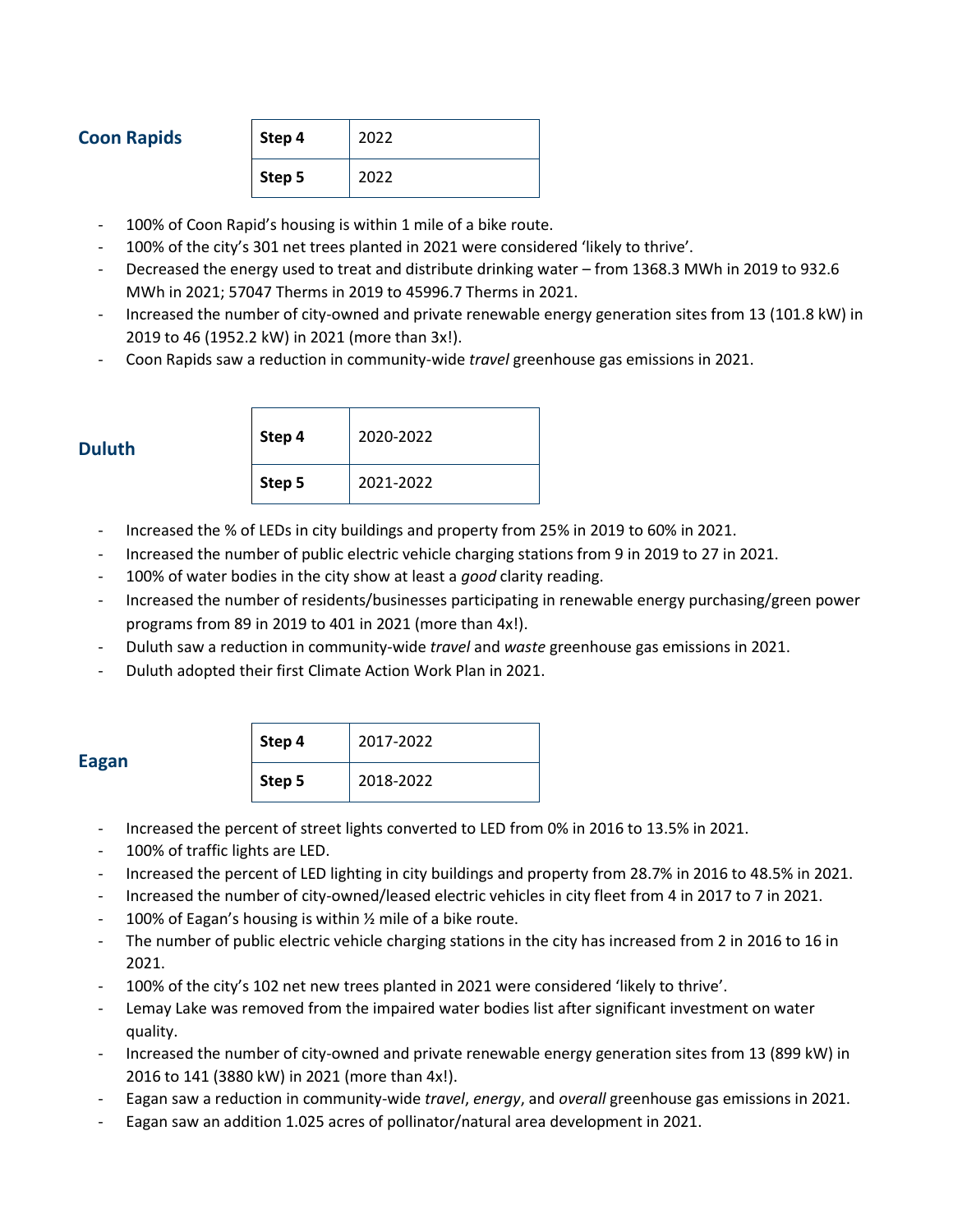### Coon Rapids

| Step 4 | 2022 |
|---|---|
| Step 5 | 2022 |

- 100% of Coon Rapid's housing is within 1 mile of a bike route.
- 100% of the city's 301 net trees planted in 2021 were considered 'likely to thrive'.
- Decreased the energy used to treat and distribute drinking water – from 1368.3 MWh in 2019 to 932.6 MWh in 2021; 57047 Therms in 2019 to 45996.7 Therms in 2021.
- Increased the number of city-owned and private renewable energy generation sites from 13 (101.8 kW) in 2019 to 46 (1952.2 kW) in 2021 (more than 3x!).
- Coon Rapids saw a reduction in community-wide *travel* greenhouse gas emissions in 2021.

### Duluth

| Step 4 | 2020-2022 |
|---|---|
| Step 5 | 2021-2022 |

- Increased the % of LEDs in city buildings and property from 25% in 2019 to 60% in 2021.
- Increased the number of public electric vehicle charging stations from 9 in 2019 to 27 in 2021.
- 100% of water bodies in the city show at least a *good* clarity reading.
- Increased the number of residents/businesses participating in renewable energy purchasing/green power programs from 89 in 2019 to 401 in 2021 (more than 4x!).
- Duluth saw a reduction in community-wide *travel* and *waste* greenhouse gas emissions in 2021.
- Duluth adopted their first Climate Action Work Plan in 2021.

### Eagan

| Step 4 | 2017-2022 |
|---|---|
| Step 5 | 2018-2022 |

- Increased the percent of street lights converted to LED from 0% in 2016 to 13.5% in 2021.
- 100% of traffic lights are LED.
- Increased the percent of LED lighting in city buildings and property from 28.7% in 2016 to 48.5% in 2021.
- Increased the number of city-owned/leased electric vehicles in city fleet from 4 in 2017 to 7 in 2021.
- 100% of Eagan's housing is within ½ mile of a bike route.
- The number of public electric vehicle charging stations in the city has increased from 2 in 2016 to 16 in 2021.
- 100% of the city's 102 net new trees planted in 2021 were considered 'likely to thrive'.
- Lemay Lake was removed from the impaired water bodies list after significant investment on water quality.
- Increased the number of city-owned and private renewable energy generation sites from 13 (899 kW) in 2016 to 141 (3880 kW) in 2021 (more than 4x!).
- Eagan saw a reduction in community-wide *travel*, *energy*, and *overall* greenhouse gas emissions in 2021.
- Eagan saw an addition 1.025 acres of pollinator/natural area development in 2021.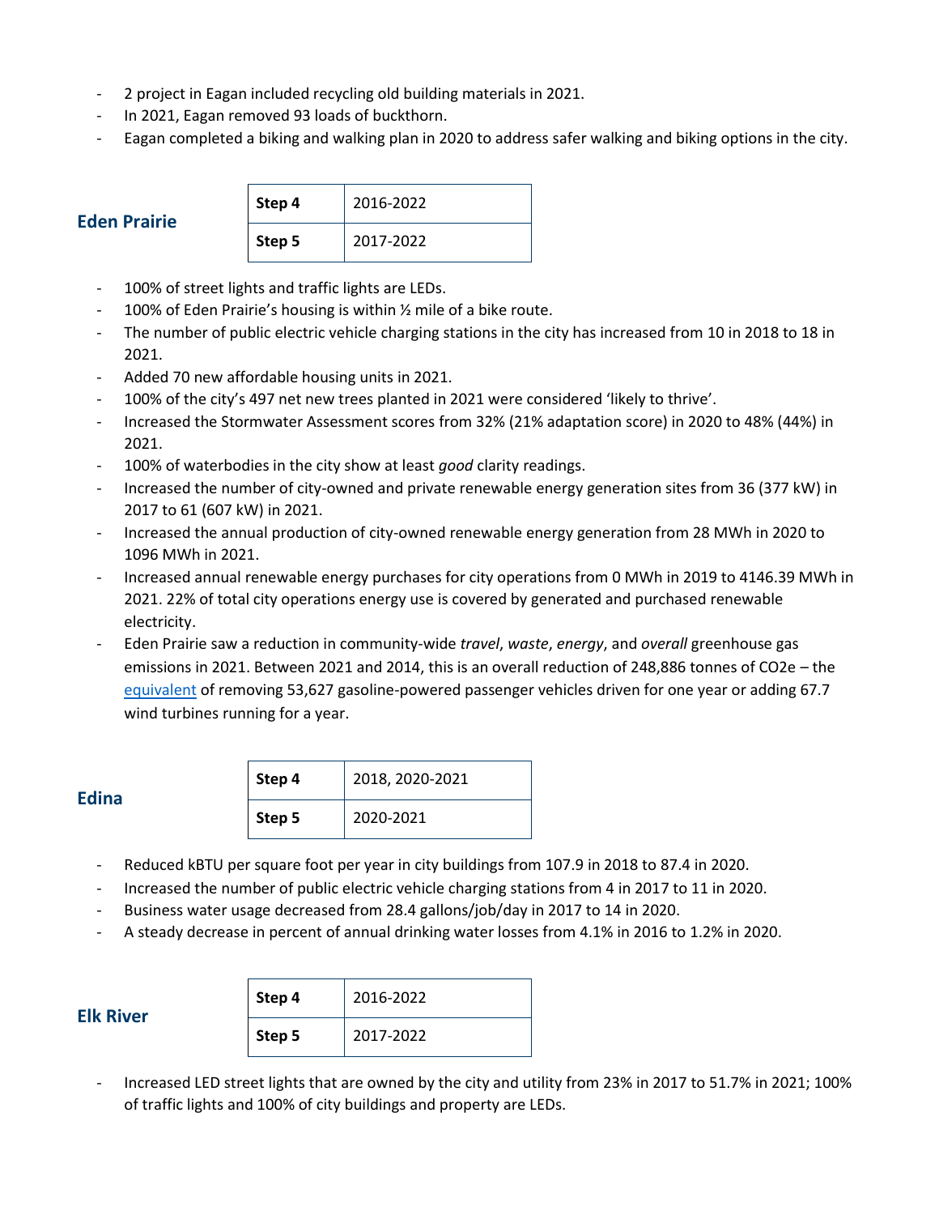- 2 project in Eagan included recycling old building materials in 2021.
- In 2021, Eagan removed 93 loads of buckthorn.
- Eagan completed a biking and walking plan in 2020 to address safer walking and biking options in the city.

## Eden Prairie

| **Step 4** | 2016-2022 |
|---|---|
| **Step 5** | 2017-2022 |

- 100% of street lights and traffic lights are LEDs.
- 100% of Eden Prairie's housing is within ½ mile of a bike route.
- The number of public electric vehicle charging stations in the city has increased from 10 in 2018 to 18 in 2021.
- Added 70 new affordable housing units in 2021.
- 100% of the city's 497 net new trees planted in 2021 were considered 'likely to thrive'.
- Increased the Stormwater Assessment scores from 32% (21% adaptation score) in 2020 to 48% (44%) in 2021.
- 100% of waterbodies in the city show at least *good* clarity readings.
- Increased the number of city-owned and private renewable energy generation sites from 36 (377 kW) in 2017 to 61 (607 kW) in 2021.
- Increased the annual production of city-owned renewable energy generation from 28 MWh in 2020 to 1096 MWh in 2021.
- Increased annual renewable energy purchases for city operations from 0 MWh in 2019 to 4146.39 MWh in 2021. 22% of total city operations energy use is covered by generated and purchased renewable electricity.
- Eden Prairie saw a reduction in community-wide *travel*, *waste*, *energy*, and *overall* greenhouse gas emissions in 2021. Between 2021 and 2014, this is an overall reduction of 248,886 tonnes of $CO_2e$ – the equivalent of removing 53,627 gasoline-powered passenger vehicles driven for one year or adding 67.7 wind turbines running for a year.

## Edina

| **Step 4** | 2018, 2020-2021 |
|---|---|
| **Step 5** | 2020-2021 |

- Reduced kBTU per square foot per year in city buildings from 107.9 in 2018 to 87.4 in 2020.
- Increased the number of public electric vehicle charging stations from 4 in 2017 to 11 in 2020.
- Business water usage decreased from 28.4 gallons/job/day in 2017 to 14 in 2020.
- A steady decrease in percent of annual drinking water losses from 4.1% in 2016 to 1.2% in 2020.

## Elk River

| **Step 4** | 2016-2022 |
|---|---|
| **Step 5** | 2017-2022 |

- Increased LED street lights that are owned by the city and utility from 23% in 2017 to 51.7% in 2021; 100% of traffic lights and 100% of city buildings and property are LEDs.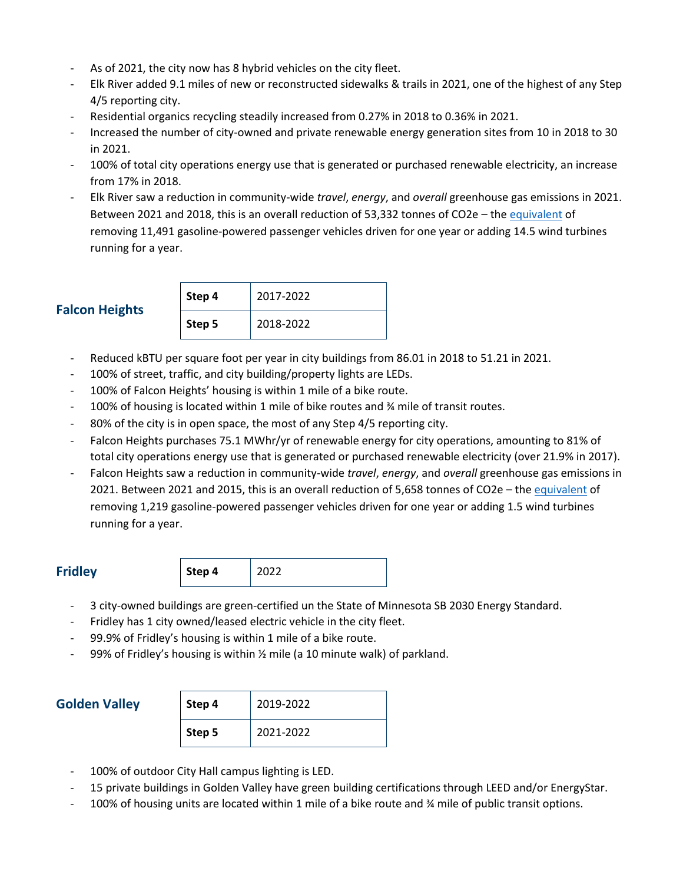- As of 2021, the city now has 8 hybrid vehicles on the city fleet.
- Elk River added 9.1 miles of new or reconstructed sidewalks & trails in 2021, one of the highest of any Step 4/5 reporting city.
- Residential organics recycling steadily increased from 0.27% in 2018 to 0.36% in 2021.
- Increased the number of city-owned and private renewable energy generation sites from 10 in 2018 to 30 in 2021.
- 100% of total city operations energy use that is generated or purchased renewable electricity, an increase from 17% in 2018.
- Elk River saw a reduction in community-wide *travel*, *energy*, and *overall* greenhouse gas emissions in 2021. Between 2021 and 2018, this is an overall reduction of 53,332 tonnes of CO2e – the equivalent of removing 11,491 gasoline-powered passenger vehicles driven for one year or adding 14.5 wind turbines running for a year.

## Falcon Heights

| **Step 4** | 2017-2022 |
|---|---|
| **Step 5** | 2018-2022 |

- Reduced kBTU per square foot per year in city buildings from 86.01 in 2018 to 51.21 in 2021.
- 100% of street, traffic, and city building/property lights are LEDs.
- 100% of Falcon Heights' housing is within 1 mile of a bike route.
- 100% of housing is located within 1 mile of bike routes and ¾ mile of transit routes.
- 80% of the city is in open space, the most of any Step 4/5 reporting city.
- Falcon Heights purchases 75.1 MWhr/yr of renewable energy for city operations, amounting to 81% of total city operations energy use that is generated or purchased renewable electricity (over 21.9% in 2017).
- Falcon Heights saw a reduction in community-wide *travel*, *energy*, and *overall* greenhouse gas emissions in 2021. Between 2021 and 2015, this is an overall reduction of 5,658 tonnes of CO2e – the equivalent of removing 1,219 gasoline-powered passenger vehicles driven for one year or adding 1.5 wind turbines running for a year.

## Fridley

| **Step 4** | 2022 |
|---|---|

- 3 city-owned buildings are green-certified un the State of Minnesota SB 2030 Energy Standard.
- Fridley has 1 city owned/leased electric vehicle in the city fleet.
- 99.9% of Fridley's housing is within 1 mile of a bike route.
- 99% of Fridley's housing is within ½ mile (a 10 minute walk) of parkland.

## Golden Valley

| **Step 4** | 2019-2022 |
|---|---|
| **Step 5** | 2021-2022 |

- 100% of outdoor City Hall campus lighting is LED.
- 15 private buildings in Golden Valley have green building certifications through LEED and/or EnergyStar.
- 100% of housing units are located within 1 mile of a bike route and ¾ mile of public transit options.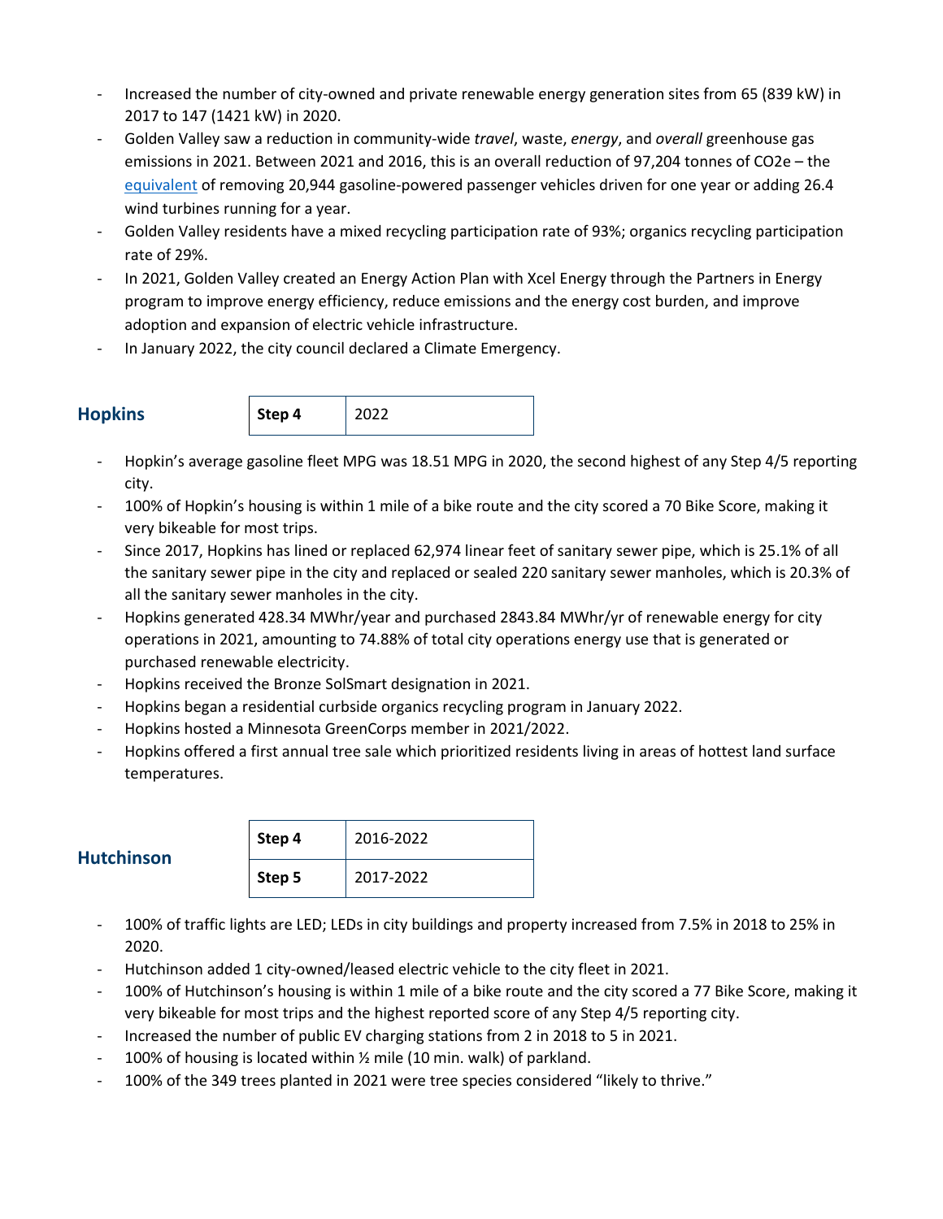- Increased the number of city-owned and private renewable energy generation sites from 65 (839 kW) in 2017 to 147 (1421 kW) in 2020.
- Golden Valley saw a reduction in community-wide *travel*, waste, *energy*, and *overall* greenhouse gas emissions in 2021. Between 2021 and 2016, this is an overall reduction of 97,204 tonnes of $CO_2e$ – the equivalent of removing 20,944 gasoline-powered passenger vehicles driven for one year or adding 26.4 wind turbines running for a year.
- Golden Valley residents have a mixed recycling participation rate of 93%; organics recycling participation rate of 29%.
- In 2021, Golden Valley created an Energy Action Plan with Xcel Energy through the Partners in Energy program to improve energy efficiency, reduce emissions and the energy cost burden, and improve adoption and expansion of electric vehicle infrastructure.
- In January 2022, the city council declared a Climate Emergency.

## Hopkins

| **Step 4** | 2022 |
|---|---|

- Hopkin's average gasoline fleet MPG was 18.51 MPG in 2020, the second highest of any Step 4/5 reporting city.
- 100% of Hopkin's housing is within 1 mile of a bike route and the city scored a 70 Bike Score, making it very bikeable for most trips.
- Since 2017, Hopkins has lined or replaced 62,974 linear feet of sanitary sewer pipe, which is 25.1% of all the sanitary sewer pipe in the city and replaced or sealed 220 sanitary sewer manholes, which is 20.3% of all the sanitary sewer manholes in the city.
- Hopkins generated 428.34 MWhr/year and purchased 2843.84 MWhr/yr of renewable energy for city operations in 2021, amounting to 74.88% of total city operations energy use that is generated or purchased renewable electricity.
- Hopkins received the Bronze SolSmart designation in 2021.
- Hopkins began a residential curbside organics recycling program in January 2022.
- Hopkins hosted a Minnesota GreenCorps member in 2021/2022.
- Hopkins offered a first annual tree sale which prioritized residents living in areas of hottest land surface temperatures.

## Hutchinson

| **Step 4** | 2016-2022 |
|---|---|
| **Step 5** | 2017-2022 |

- 100% of traffic lights are LED; LEDs in city buildings and property increased from 7.5% in 2018 to 25% in 2020.
- Hutchinson added 1 city-owned/leased electric vehicle to the city fleet in 2021.
- 100% of Hutchinson's housing is within 1 mile of a bike route and the city scored a 77 Bike Score, making it very bikeable for most trips and the highest reported score of any Step 4/5 reporting city.
- Increased the number of public EV charging stations from 2 in 2018 to 5 in 2021.
- 100% of housing is located within ½ mile (10 min. walk) of parkland.
- 100% of the 349 trees planted in 2021 were tree species considered "likely to thrive."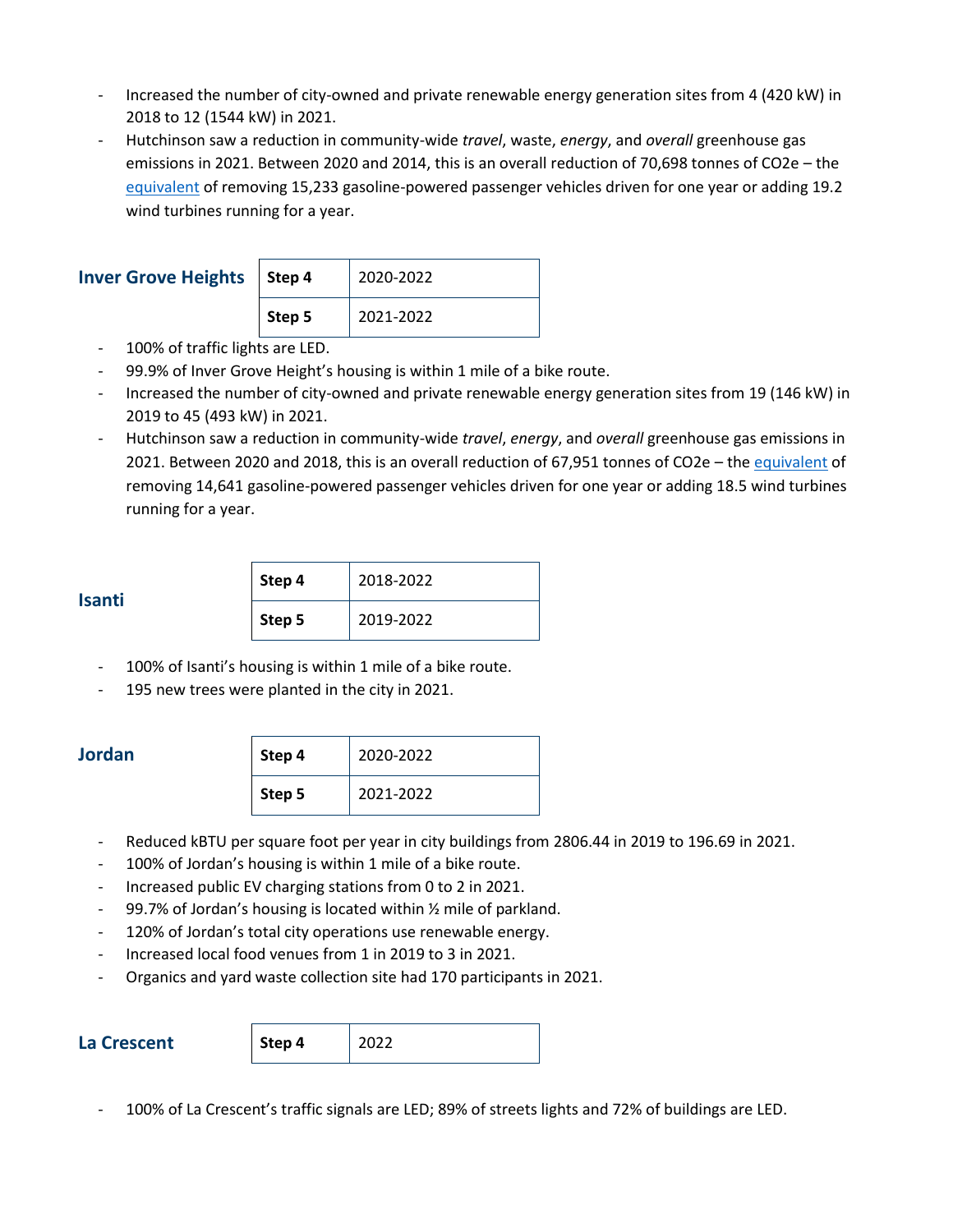- Increased the number of city-owned and private renewable energy generation sites from 4 (420 kW) in 2018 to 12 (1544 kW) in 2021.
- Hutchinson saw a reduction in community-wide *travel*, waste, *energy*, and *overall* greenhouse gas emissions in 2021. Between 2020 and 2014, this is an overall reduction of 70,698 tonnes of CO2e – the equivalent of removing 15,233 gasoline-powered passenger vehicles driven for one year or adding 19.2 wind turbines running for a year.

### Inver Grove Heights

| **Step 4** | 2020-2022 |
|---|---|
| **Step 5** | 2021-2022 |

- 100% of traffic lights are LED.
- 99.9% of Inver Grove Height's housing is within 1 mile of a bike route.
- Increased the number of city-owned and private renewable energy generation sites from 19 (146 kW) in 2019 to 45 (493 kW) in 2021.
- Hutchinson saw a reduction in community-wide *travel*, *energy*, and *overall* greenhouse gas emissions in 2021. Between 2020 and 2018, this is an overall reduction of 67,951 tonnes of CO2e – the equivalent of removing 14,641 gasoline-powered passenger vehicles driven for one year or adding 18.5 wind turbines running for a year.

### Isanti

| **Step 4** | 2018-2022 |
|---|---|
| **Step 5** | 2019-2022 |

- 100% of Isanti's housing is within 1 mile of a bike route.
- 195 new trees were planted in the city in 2021.

### Jordan

| **Step 4** | 2020-2022 |
|---|---|
| **Step 5** | 2021-2022 |

- Reduced kBTU per square foot per year in city buildings from 2806.44 in 2019 to 196.69 in 2021.
- 100% of Jordan's housing is within 1 mile of a bike route.
- Increased public EV charging stations from 0 to 2 in 2021.
- 99.7% of Jordan's housing is located within ½ mile of parkland.
- 120% of Jordan's total city operations use renewable energy.
- Increased local food venues from 1 in 2019 to 3 in 2021.
- Organics and yard waste collection site had 170 participants in 2021.

### La Crescent

| **Step 4** | 2022 |
|---|---|

- 100% of La Crescent's traffic signals are LED; 89% of streets lights and 72% of buildings are LED.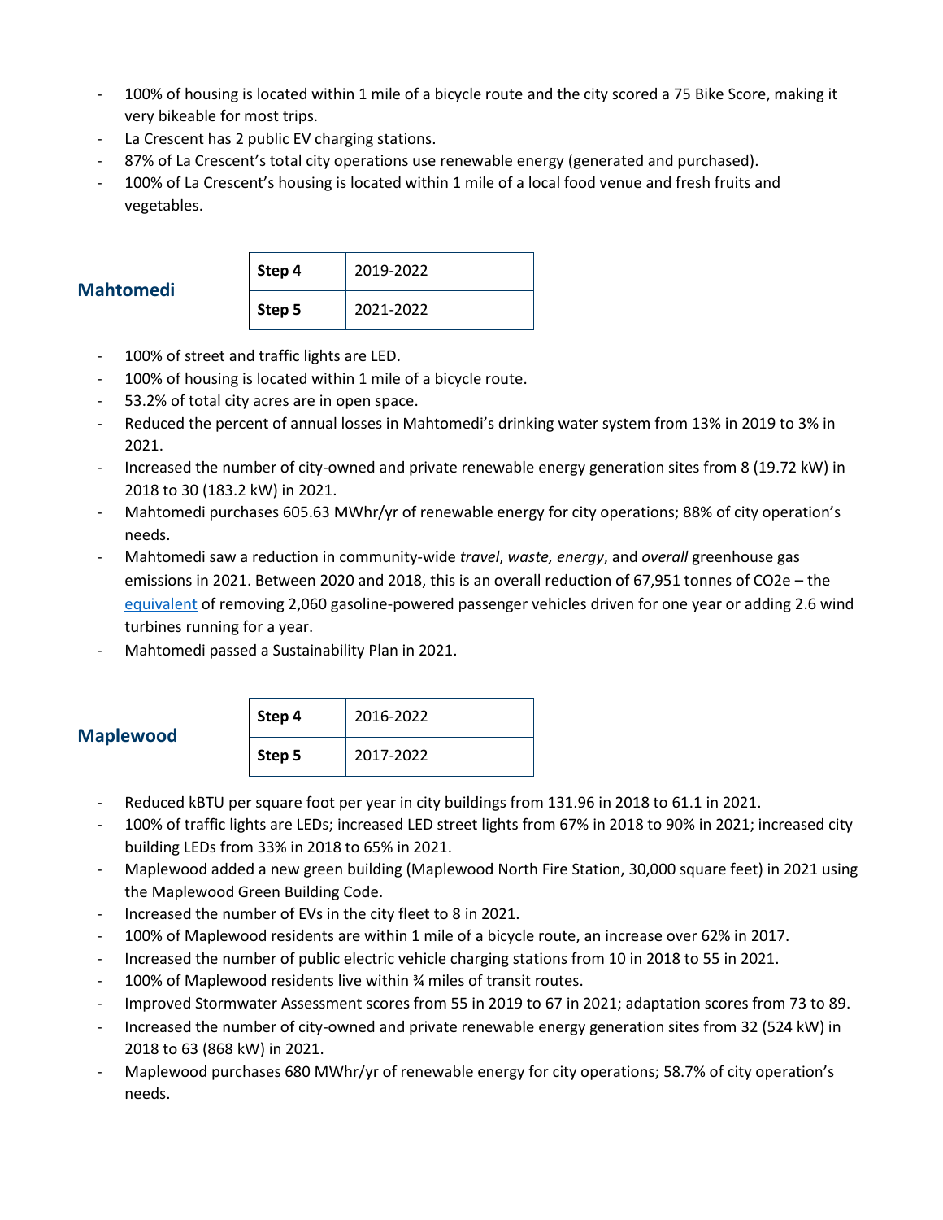- 100% of housing is located within 1 mile of a bicycle route and the city scored a 75 Bike Score, making it very bikeable for most trips.
- La Crescent has 2 public EV charging stations.
- 87% of La Crescent's total city operations use renewable energy (generated and purchased).
- 100% of La Crescent's housing is located within 1 mile of a local food venue and fresh fruits and vegetables.

## Mahtomedi

| **Step 4** | 2019-2022 |
|---|---|
| **Step 5** | 2021-2022 |

- 100% of street and traffic lights are LED.
- 100% of housing is located within 1 mile of a bicycle route.
- 53.2% of total city acres are in open space.
- Reduced the percent of annual losses in Mahtomedi's drinking water system from 13% in 2019 to 3% in 2021.
- Increased the number of city-owned and private renewable energy generation sites from 8 (19.72 kW) in 2018 to 30 (183.2 kW) in 2021.
- Mahtomedi purchases 605.63 MWhr/yr of renewable energy for city operations; 88% of city operation's needs.
- Mahtomedi saw a reduction in community-wide *travel*, *waste, energy*, and *overall* greenhouse gas emissions in 2021. Between 2020 and 2018, this is an overall reduction of 67,951 tonnes of $CO_2e$ – the equivalent of removing 2,060 gasoline-powered passenger vehicles driven for one year or adding 2.6 wind turbines running for a year.
- Mahtomedi passed a Sustainability Plan in 2021.

## Maplewood

| **Step 4** | 2016-2022 |
|---|---|
| **Step 5** | 2017-2022 |

- Reduced kBTU per square foot per year in city buildings from 131.96 in 2018 to 61.1 in 2021.
- 100% of traffic lights are LEDs; increased LED street lights from 67% in 2018 to 90% in 2021; increased city building LEDs from 33% in 2018 to 65% in 2021.
- Maplewood added a new green building (Maplewood North Fire Station, 30,000 square feet) in 2021 using the Maplewood Green Building Code.
- Increased the number of EVs in the city fleet to 8 in 2021.
- 100% of Maplewood residents are within 1 mile of a bicycle route, an increase over 62% in 2017.
- Increased the number of public electric vehicle charging stations from 10 in 2018 to 55 in 2021.
- 100% of Maplewood residents live within ¾ miles of transit routes.
- Improved Stormwater Assessment scores from 55 in 2019 to 67 in 2021; adaptation scores from 73 to 89.
- Increased the number of city-owned and private renewable energy generation sites from 32 (524 kW) in 2018 to 63 (868 kW) in 2021.
- Maplewood purchases 680 MWhr/yr of renewable energy for city operations; 58.7% of city operation's needs.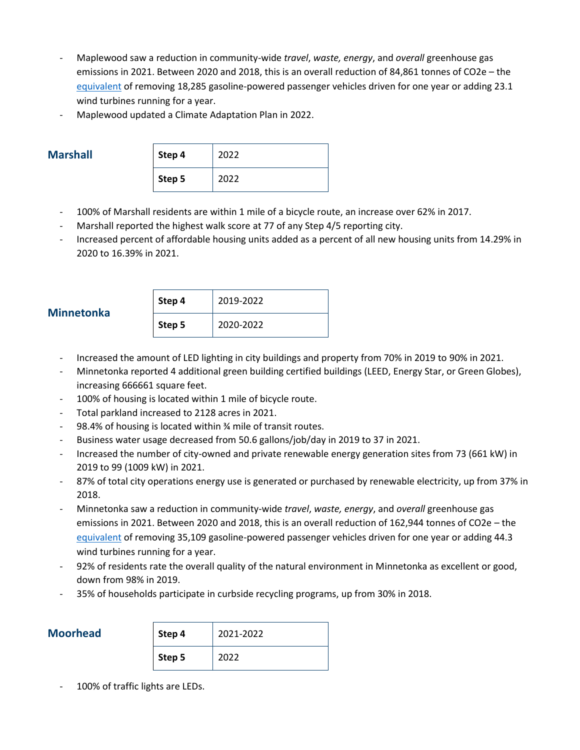- Maplewood saw a reduction in community-wide *travel*, *waste, energy*, and *overall* greenhouse gas emissions in 2021. Between 2020 and 2018, this is an overall reduction of 84,861 tonnes of CO2e – the equivalent of removing 18,285 gasoline-powered passenger vehicles driven for one year or adding 23.1 wind turbines running for a year.
- Maplewood updated a Climate Adaptation Plan in 2022.

## Marshall

| Step 4 | 2022 |
|---|---|
| Step 5 | 2022 |

- 100% of Marshall residents are within 1 mile of a bicycle route, an increase over 62% in 2017.
- Marshall reported the highest walk score at 77 of any Step 4/5 reporting city.
- Increased percent of affordable housing units added as a percent of all new housing units from 14.29% in 2020 to 16.39% in 2021.

## Minnetonka

| Step 4 | 2019-2022 |
|---|---|
| Step 5 | 2020-2022 |

- Increased the amount of LED lighting in city buildings and property from 70% in 2019 to 90% in 2021.
- Minnetonka reported 4 additional green building certified buildings (LEED, Energy Star, or Green Globes), increasing 666661 square feet.
- 100% of housing is located within 1 mile of bicycle route.
- Total parkland increased to 2128 acres in 2021.
- 98.4% of housing is located within ¾ mile of transit routes.
- Business water usage decreased from 50.6 gallons/job/day in 2019 to 37 in 2021.
- Increased the number of city-owned and private renewable energy generation sites from 73 (661 kW) in 2019 to 99 (1009 kW) in 2021.
- 87% of total city operations energy use is generated or purchased by renewable electricity, up from 37% in 2018.
- Minnetonka saw a reduction in community-wide *travel*, *waste, energy*, and *overall* greenhouse gas emissions in 2021. Between 2020 and 2018, this is an overall reduction of 162,944 tonnes of CO2e – the equivalent of removing 35,109 gasoline-powered passenger vehicles driven for one year or adding 44.3 wind turbines running for a year.
- 92% of residents rate the overall quality of the natural environment in Minnetonka as excellent or good, down from 98% in 2019.
- 35% of households participate in curbside recycling programs, up from 30% in 2018.

## Moorhead

| Step 4 | 2021-2022 |
|---|---|
| Step 5 | 2022 |

- 100% of traffic lights are LEDs.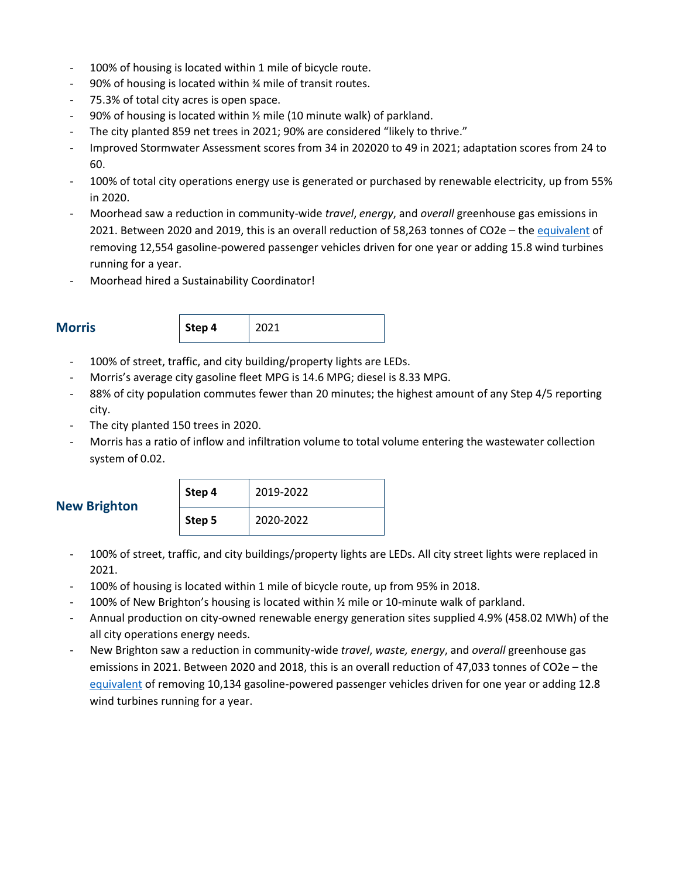- 100% of housing is located within 1 mile of bicycle route.
- 90% of housing is located within ¾ mile of transit routes.
- 75.3% of total city acres is open space.
- 90% of housing is located within ½ mile (10 minute walk) of parkland.
- The city planted 859 net trees in 2021; 90% are considered "likely to thrive."
- Improved Stormwater Assessment scores from 34 in 202020 to 49 in 2021; adaptation scores from 24 to 60.
- 100% of total city operations energy use is generated or purchased by renewable electricity, up from 55% in 2020.
- Moorhead saw a reduction in community-wide *travel*, *energy*, and *overall* greenhouse gas emissions in 2021. Between 2020 and 2019, this is an overall reduction of 58,263 tonnes of CO2e – the equivalent of removing 12,554 gasoline-powered passenger vehicles driven for one year or adding 15.8 wind turbines running for a year.
- Moorhead hired a Sustainability Coordinator!

## Morris

| **Step 4** | 2021 |
|---|---|

- 100% of street, traffic, and city building/property lights are LEDs.
- Morris's average city gasoline fleet MPG is 14.6 MPG; diesel is 8.33 MPG.
- 88% of city population commutes fewer than 20 minutes; the highest amount of any Step 4/5 reporting city.
- The city planted 150 trees in 2020.
- Morris has a ratio of inflow and infiltration volume to total volume entering the wastewater collection system of 0.02.

## New Brighton

| **Step 4** | 2019-2022 |
|---|---|
| **Step 5** | 2020-2022 |

- 100% of street, traffic, and city buildings/property lights are LEDs. All city street lights were replaced in 2021.
- 100% of housing is located within 1 mile of bicycle route, up from 95% in 2018.
- 100% of New Brighton's housing is located within ½ mile or 10-minute walk of parkland.
- Annual production on city-owned renewable energy generation sites supplied 4.9% (458.02 MWh) of the all city operations energy needs.
- New Brighton saw a reduction in community-wide *travel*, *waste, energy*, and *overall* greenhouse gas emissions in 2021. Between 2020 and 2018, this is an overall reduction of 47,033 tonnes of CO2e – the equivalent of removing 10,134 gasoline-powered passenger vehicles driven for one year or adding 12.8 wind turbines running for a year.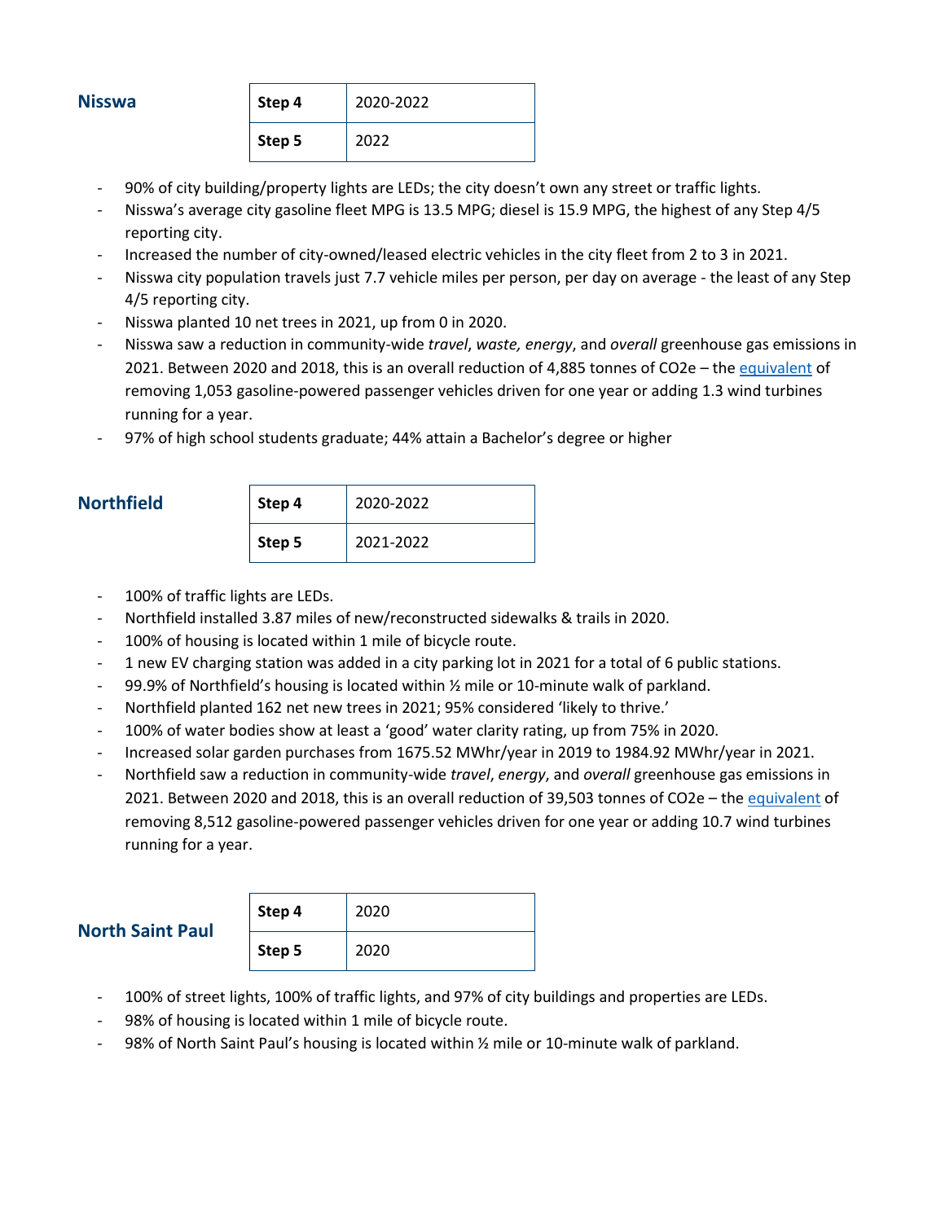### Nisswa

| Step 4 | 2020-2022 |
|---|---|
| Step 5 | 2022 |

- 90% of city building/property lights are LEDs; the city doesn't own any street or traffic lights.
- Nisswa's average city gasoline fleet MPG is 13.5 MPG; diesel is 15.9 MPG, the highest of any Step 4/5 reporting city.
- Increased the number of city-owned/leased electric vehicles in the city fleet from 2 to 3 in 2021.
- Nisswa city population travels just 7.7 vehicle miles per person, per day on average - the least of any Step 4/5 reporting city.
- Nisswa planted 10 net trees in 2021, up from 0 in 2020.
- Nisswa saw a reduction in community-wide *travel*, *waste, energy*, and *overall* greenhouse gas emissions in 2021. Between 2020 and 2018, this is an overall reduction of 4,885 tonnes of CO2e – the equivalent of removing 1,053 gasoline-powered passenger vehicles driven for one year or adding 1.3 wind turbines running for a year.
- 97% of high school students graduate; 44% attain a Bachelor's degree or higher

### Northfield

| Step 4 | 2020-2022 |
|---|---|
| Step 5 | 2021-2022 |

- 100% of traffic lights are LEDs.
- Northfield installed 3.87 miles of new/reconstructed sidewalks & trails in 2020.
- 100% of housing is located within 1 mile of bicycle route.
- 1 new EV charging station was added in a city parking lot in 2021 for a total of 6 public stations.
- 99.9% of Northfield's housing is located within ½ mile or 10-minute walk of parkland.
- Northfield planted 162 net new trees in 2021; 95% considered 'likely to thrive.'
- 100% of water bodies show at least a 'good' water clarity rating, up from 75% in 2020.
- Increased solar garden purchases from 1675.52 MWhr/year in 2019 to 1984.92 MWhr/year in 2021.
- Northfield saw a reduction in community-wide *travel*, *energy*, and *overall* greenhouse gas emissions in 2021. Between 2020 and 2018, this is an overall reduction of 39,503 tonnes of CO2e – the equivalent of removing 8,512 gasoline-powered passenger vehicles driven for one year or adding 10.7 wind turbines running for a year.

### North Saint Paul

| Step 4 | 2020 |
|---|---|
| Step 5 | 2020 |

- 100% of street lights, 100% of traffic lights, and 97% of city buildings and properties are LEDs.
- 98% of housing is located within 1 mile of bicycle route.
- 98% of North Saint Paul's housing is located within ½ mile or 10-minute walk of parkland.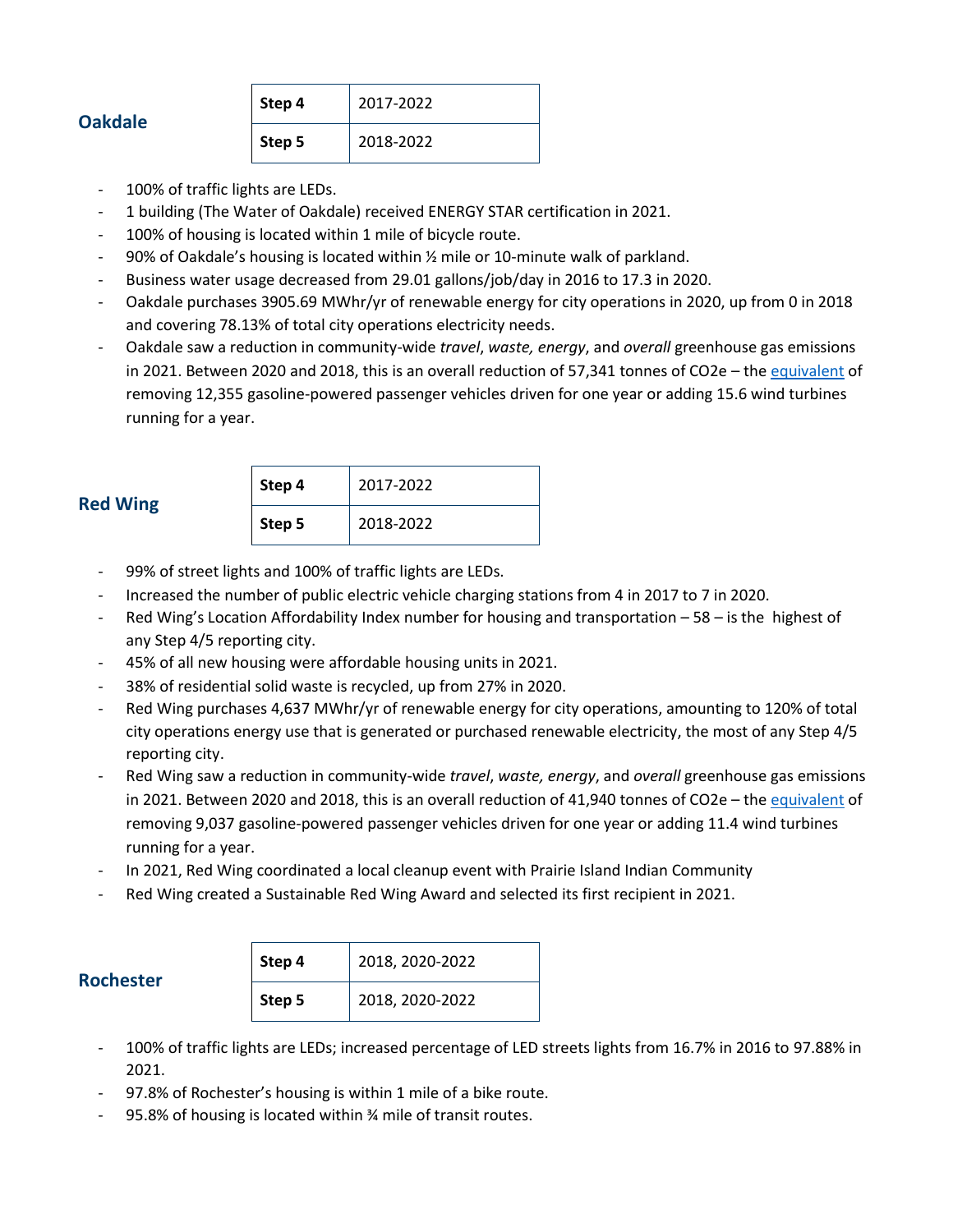### Oakdale

| Step 4 | 2017-2022 |
|---|---|
| Step 5 | 2018-2022 |

- 100% of traffic lights are LEDs.
- 1 building (The Water of Oakdale) received ENERGY STAR certification in 2021.
- 100% of housing is located within 1 mile of bicycle route.
- 90% of Oakdale's housing is located within ½ mile or 10-minute walk of parkland.
- Business water usage decreased from 29.01 gallons/job/day in 2016 to 17.3 in 2020.
- Oakdale purchases 3905.69 MWhr/yr of renewable energy for city operations in 2020, up from 0 in 2018 and covering 78.13% of total city operations electricity needs.
- Oakdale saw a reduction in community-wide *travel*, *waste, energy*, and *overall* greenhouse gas emissions in 2021. Between 2020 and 2018, this is an overall reduction of 57,341 tonnes of CO2e – the equivalent of removing 12,355 gasoline-powered passenger vehicles driven for one year or adding 15.6 wind turbines running for a year.

### Red Wing

| Step 4 | 2017-2022 |
|---|---|
| Step 5 | 2018-2022 |

- 99% of street lights and 100% of traffic lights are LEDs.
- Increased the number of public electric vehicle charging stations from 4 in 2017 to 7 in 2020.
- Red Wing's Location Affordability Index number for housing and transportation – 58 – is the highest of any Step 4/5 reporting city.
- 45% of all new housing were affordable housing units in 2021.
- 38% of residential solid waste is recycled, up from 27% in 2020.
- Red Wing purchases 4,637 MWhr/yr of renewable energy for city operations, amounting to 120% of total city operations energy use that is generated or purchased renewable electricity, the most of any Step 4/5 reporting city.
- Red Wing saw a reduction in community-wide *travel*, *waste, energy*, and *overall* greenhouse gas emissions in 2021. Between 2020 and 2018, this is an overall reduction of 41,940 tonnes of CO2e – the equivalent of removing 9,037 gasoline-powered passenger vehicles driven for one year or adding 11.4 wind turbines running for a year.
- In 2021, Red Wing coordinated a local cleanup event with Prairie Island Indian Community
- Red Wing created a Sustainable Red Wing Award and selected its first recipient in 2021.

### Rochester

| Step 4 | 2018, 2020-2022 |
|---|---|
| Step 5 | 2018, 2020-2022 |

- 100% of traffic lights are LEDs; increased percentage of LED streets lights from 16.7% in 2016 to 97.88% in 2021.
- 97.8% of Rochester's housing is within 1 mile of a bike route.
- 95.8% of housing is located within ¾ mile of transit routes.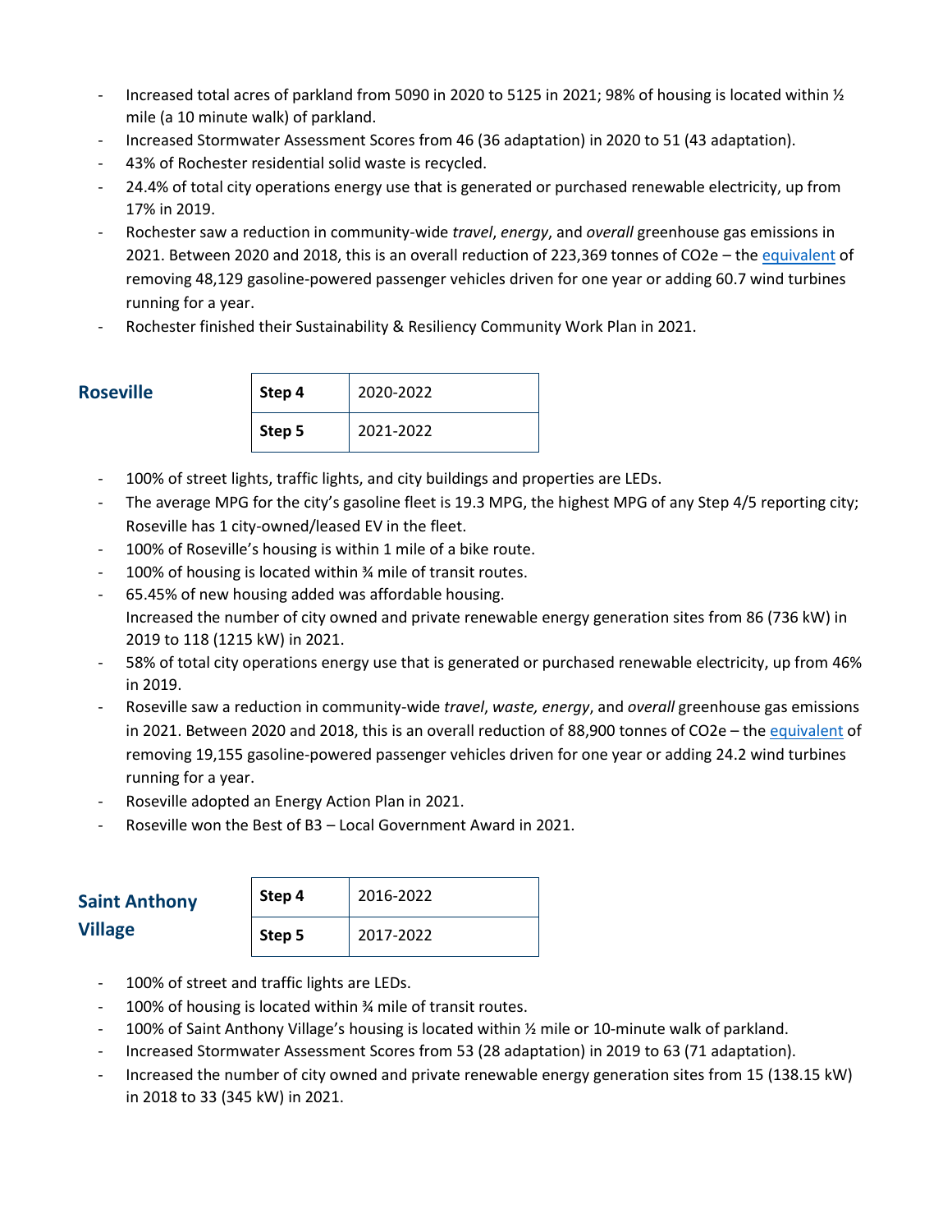- Increased total acres of parkland from 5090 in 2020 to 5125 in 2021; 98% of housing is located within ½ mile (a 10 minute walk) of parkland.
- Increased Stormwater Assessment Scores from 46 (36 adaptation) in 2020 to 51 (43 adaptation).
- 43% of Rochester residential solid waste is recycled.
- 24.4% of total city operations energy use that is generated or purchased renewable electricity, up from 17% in 2019.
- Rochester saw a reduction in community-wide *travel*, *energy*, and *overall* greenhouse gas emissions in 2021. Between 2020 and 2018, this is an overall reduction of 223,369 tonnes of CO2e – the equivalent of removing 48,129 gasoline-powered passenger vehicles driven for one year or adding 60.7 wind turbines running for a year.
- Rochester finished their Sustainability & Resiliency Community Work Plan in 2021.

## Roseville

| Step 4 | 2020-2022 |
|---|---|
| Step 5 | 2021-2022 |

- 100% of street lights, traffic lights, and city buildings and properties are LEDs.
- The average MPG for the city's gasoline fleet is 19.3 MPG, the highest MPG of any Step 4/5 reporting city; Roseville has 1 city-owned/leased EV in the fleet.
- 100% of Roseville's housing is within 1 mile of a bike route.
- 100% of housing is located within ¾ mile of transit routes.
- 65.45% of new housing added was affordable housing.
  Increased the number of city owned and private renewable energy generation sites from 86 (736 kW) in 2019 to 118 (1215 kW) in 2021.
- 58% of total city operations energy use that is generated or purchased renewable electricity, up from 46% in 2019.
- Roseville saw a reduction in community-wide *travel*, *waste, energy*, and *overall* greenhouse gas emissions in 2021. Between 2020 and 2018, this is an overall reduction of 88,900 tonnes of CO2e – the equivalent of removing 19,155 gasoline-powered passenger vehicles driven for one year or adding 24.2 wind turbines running for a year.
- Roseville adopted an Energy Action Plan in 2021.
- Roseville won the Best of B3 – Local Government Award in 2021.

## Saint Anthony Village

| Step 4 | 2016-2022 |
|---|---|
| Step 5 | 2017-2022 |

- 100% of street and traffic lights are LEDs.
- 100% of housing is located within ¾ mile of transit routes.
- 100% of Saint Anthony Village's housing is located within ½ mile or 10-minute walk of parkland.
- Increased Stormwater Assessment Scores from 53 (28 adaptation) in 2019 to 63 (71 adaptation).
- Increased the number of city owned and private renewable energy generation sites from 15 (138.15 kW) in 2018 to 33 (345 kW) in 2021.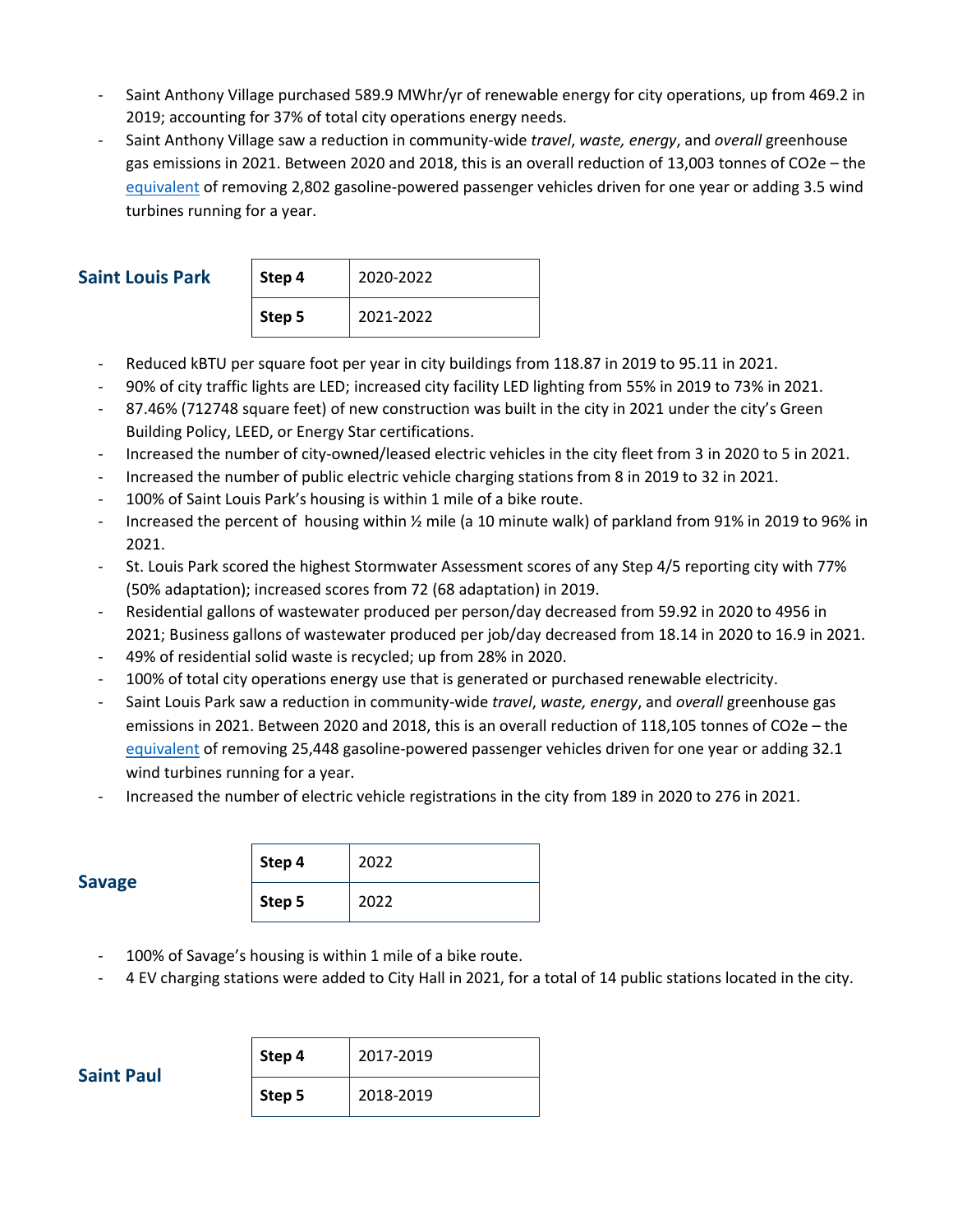- Saint Anthony Village purchased 589.9 MWhr/yr of renewable energy for city operations, up from 469.2 in 2019; accounting for 37% of total city operations energy needs.
- Saint Anthony Village saw a reduction in community-wide *travel*, *waste, energy*, and *overall* greenhouse gas emissions in 2021. Between 2020 and 2018, this is an overall reduction of 13,003 tonnes of CO2e – the equivalent of removing 2,802 gasoline-powered passenger vehicles driven for one year or adding 3.5 wind turbines running for a year.

## Saint Louis Park

| Step 4 | 2020-2022 |
|---|---|
| Step 5 | 2021-2022 |

- Reduced kBTU per square foot per year in city buildings from 118.87 in 2019 to 95.11 in 2021.
- 90% of city traffic lights are LED; increased city facility LED lighting from 55% in 2019 to 73% in 2021.
- 87.46% (712748 square feet) of new construction was built in the city in 2021 under the city's Green Building Policy, LEED, or Energy Star certifications.
- Increased the number of city-owned/leased electric vehicles in the city fleet from 3 in 2020 to 5 in 2021.
- Increased the number of public electric vehicle charging stations from 8 in 2019 to 32 in 2021.
- 100% of Saint Louis Park's housing is within 1 mile of a bike route.
- Increased the percent of housing within ½ mile (a 10 minute walk) of parkland from 91% in 2019 to 96% in 2021.
- St. Louis Park scored the highest Stormwater Assessment scores of any Step 4/5 reporting city with 77% (50% adaptation); increased scores from 72 (68 adaptation) in 2019.
- Residential gallons of wastewater produced per person/day decreased from 59.92 in 2020 to 4956 in 2021; Business gallons of wastewater produced per job/day decreased from 18.14 in 2020 to 16.9 in 2021.
- 49% of residential solid waste is recycled; up from 28% in 2020.
- 100% of total city operations energy use that is generated or purchased renewable electricity.
- Saint Louis Park saw a reduction in community-wide *travel*, *waste, energy*, and *overall* greenhouse gas emissions in 2021. Between 2020 and 2018, this is an overall reduction of 118,105 tonnes of CO2e – the equivalent of removing 25,448 gasoline-powered passenger vehicles driven for one year or adding 32.1 wind turbines running for a year.
- Increased the number of electric vehicle registrations in the city from 189 in 2020 to 276 in 2021.

## Savage

| Step 4 | 2022 |
|---|---|
| Step 5 | 2022 |

- 100% of Savage's housing is within 1 mile of a bike route.
- 4 EV charging stations were added to City Hall in 2021, for a total of 14 public stations located in the city.

## Saint Paul

| Step 4 | 2017-2019 |
|---|---|
| Step 5 | 2018-2019 |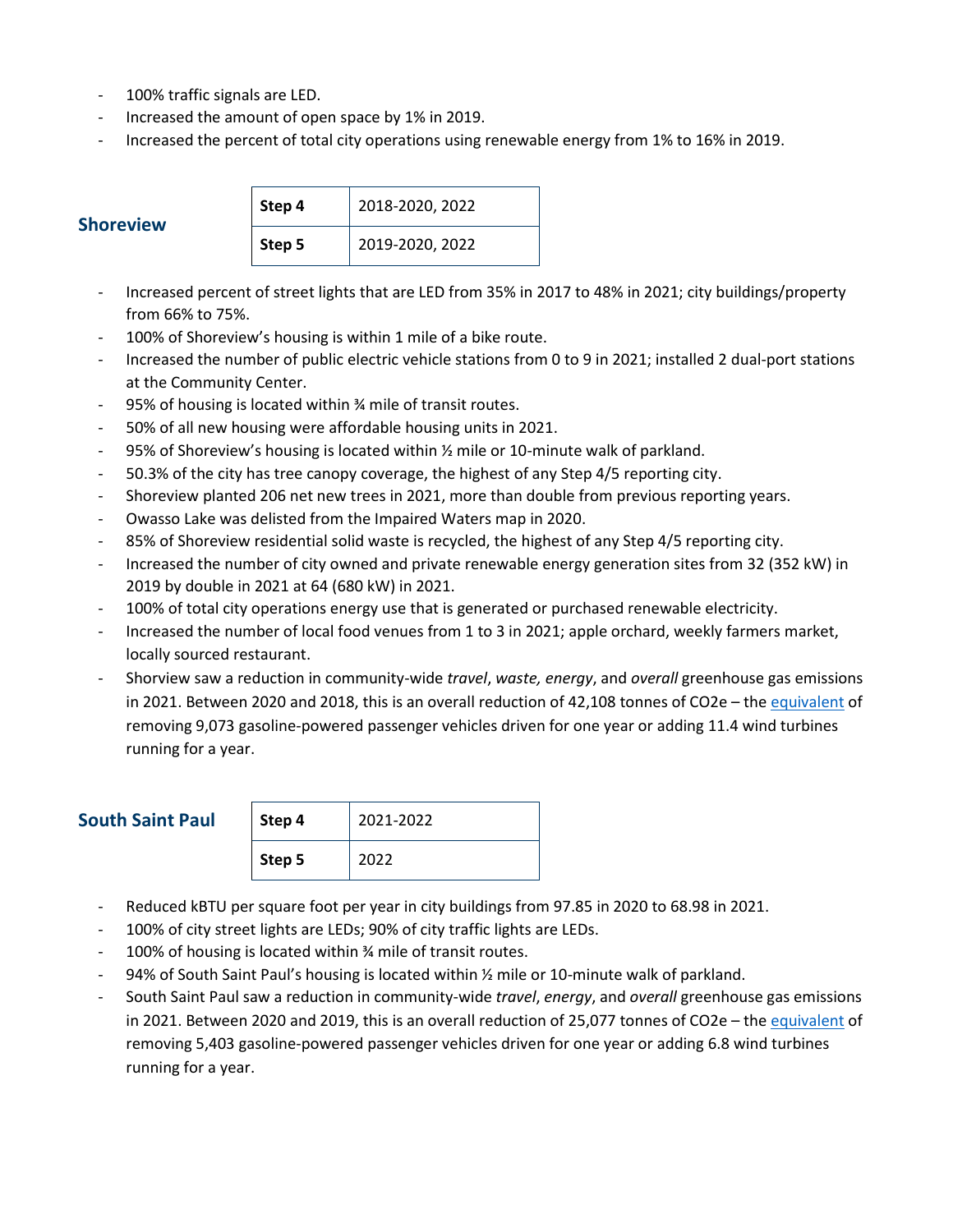- 100% traffic signals are LED.
- Increased the amount of open space by 1% in 2019.
- Increased the percent of total city operations using renewable energy from 1% to 16% in 2019.

## Shoreview

| **Step 4** | 2018-2020, 2022 |
|---|---|
| **Step 5** | 2019-2020, 2022 |

- Increased percent of street lights that are LED from 35% in 2017 to 48% in 2021; city buildings/property from 66% to 75%.
- 100% of Shoreview's housing is within 1 mile of a bike route.
- Increased the number of public electric vehicle stations from 0 to 9 in 2021; installed 2 dual-port stations at the Community Center.
- 95% of housing is located within ¾ mile of transit routes.
- 50% of all new housing were affordable housing units in 2021.
- 95% of Shoreview's housing is located within ½ mile or 10-minute walk of parkland.
- 50.3% of the city has tree canopy coverage, the highest of any Step 4/5 reporting city.
- Shoreview planted 206 net new trees in 2021, more than double from previous reporting years.
- Owasso Lake was delisted from the Impaired Waters map in 2020.
- 85% of Shoreview residential solid waste is recycled, the highest of any Step 4/5 reporting city.
- Increased the number of city owned and private renewable energy generation sites from 32 (352 kW) in 2019 by double in 2021 at 64 (680 kW) in 2021.
- 100% of total city operations energy use that is generated or purchased renewable electricity.
- Increased the number of local food venues from 1 to 3 in 2021; apple orchard, weekly farmers market, locally sourced restaurant.
- Shorview saw a reduction in community-wide *travel*, *waste, energy*, and *overall* greenhouse gas emissions in 2021. Between 2020 and 2018, this is an overall reduction of 42,108 tonnes of CO2e – the equivalent of removing 9,073 gasoline-powered passenger vehicles driven for one year or adding 11.4 wind turbines running for a year.

## South Saint Paul

| **Step 4** | 2021-2022 |
|---|---|
| **Step 5** | 2022 |

- Reduced kBTU per square foot per year in city buildings from 97.85 in 2020 to 68.98 in 2021.
- 100% of city street lights are LEDs; 90% of city traffic lights are LEDs.
- 100% of housing is located within ¾ mile of transit routes.
- 94% of South Saint Paul's housing is located within ½ mile or 10-minute walk of parkland.
- South Saint Paul saw a reduction in community-wide *travel*, *energy*, and *overall* greenhouse gas emissions in 2021. Between 2020 and 2019, this is an overall reduction of 25,077 tonnes of CO2e – the equivalent of removing 5,403 gasoline-powered passenger vehicles driven for one year or adding 6.8 wind turbines running for a year.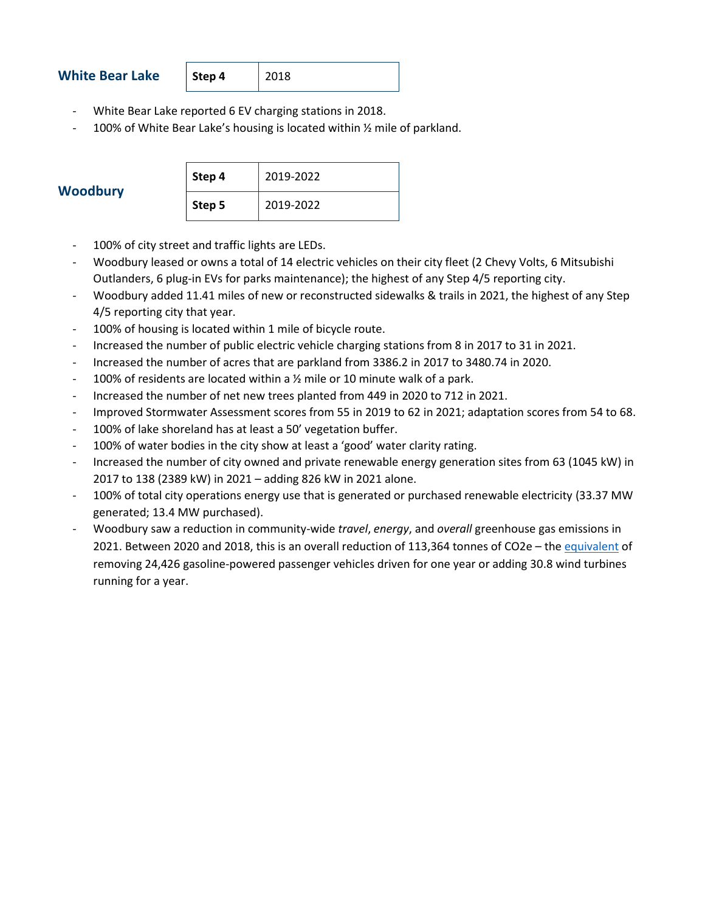### White Bear Lake

| | |
|---|---|
| **Step 4** | 2018 |

- White Bear Lake reported 6 EV charging stations in 2018.
- 100% of White Bear Lake's housing is located within ½ mile of parkland.

### Woodbury

| | |
|---|---|
| **Step 4** | 2019-2022 |
| **Step 5** | 2019-2022 |

- 100% of city street and traffic lights are LEDs.
- Woodbury leased or owns a total of 14 electric vehicles on their city fleet (2 Chevy Volts, 6 Mitsubishi Outlanders, 6 plug-in EVs for parks maintenance); the highest of any Step 4/5 reporting city.
- Woodbury added 11.41 miles of new or reconstructed sidewalks & trails in 2021, the highest of any Step 4/5 reporting city that year.
- 100% of housing is located within 1 mile of bicycle route.
- Increased the number of public electric vehicle charging stations from 8 in 2017 to 31 in 2021.
- Increased the number of acres that are parkland from 3386.2 in 2017 to 3480.74 in 2020.
- 100% of residents are located within a ½ mile or 10 minute walk of a park.
- Increased the number of net new trees planted from 449 in 2020 to 712 in 2021.
- Improved Stormwater Assessment scores from 55 in 2019 to 62 in 2021; adaptation scores from 54 to 68.
- 100% of lake shoreland has at least a 50' vegetation buffer.
- 100% of water bodies in the city show at least a 'good' water clarity rating.
- Increased the number of city owned and private renewable energy generation sites from 63 (1045 kW) in 2017 to 138 (2389 kW) in 2021 – adding 826 kW in 2021 alone.
- 100% of total city operations energy use that is generated or purchased renewable electricity (33.37 MW generated; 13.4 MW purchased).
- Woodbury saw a reduction in community-wide *travel*, *energy*, and *overall* greenhouse gas emissions in 2021. Between 2020 and 2018, this is an overall reduction of 113,364 tonnes of $CO_2e$ – the equivalent of removing 24,426 gasoline-powered passenger vehicles driven for one year or adding 30.8 wind turbines running for a year.